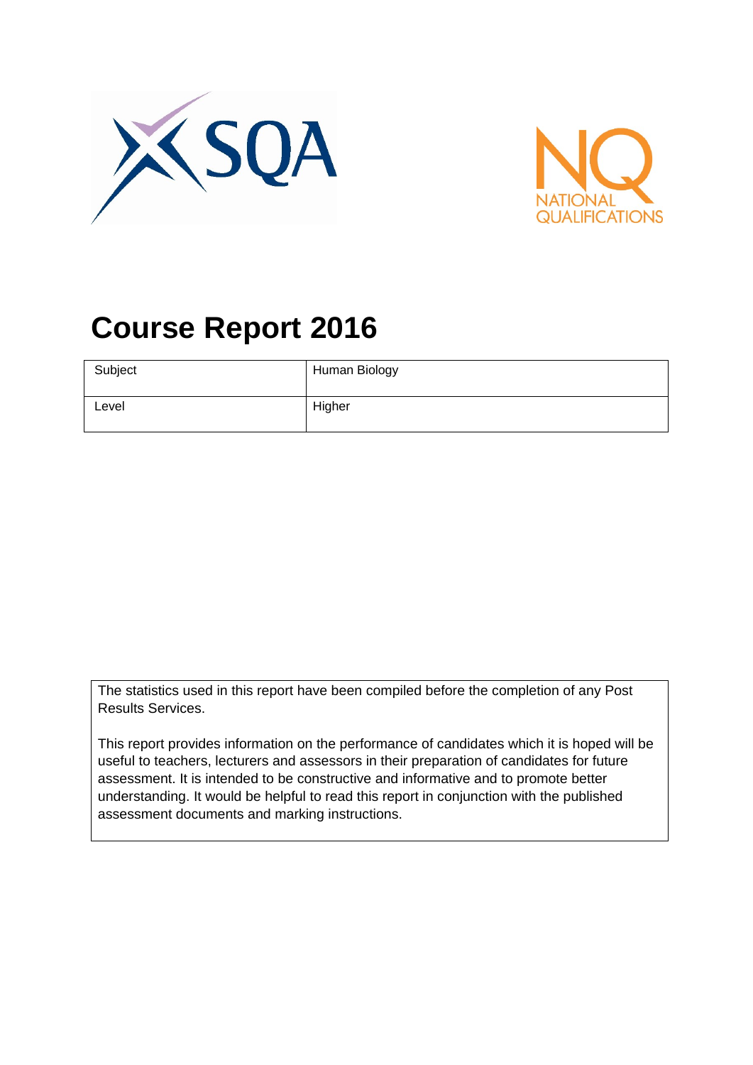# Course Report 2016

| | |
|---|---|
| Subject | Human Biology |
| Level | Higher |

The statistics used in this report have been compiled before the completion of any Post Results Services.

This report provides information on the performance of candidates which it is hoped will be useful to teachers, lecturers and assessors in their preparation of candidates for future assessment. It is intended to be constructive and informative and to promote better understanding. It would be helpful to read this report in conjunction with the published assessment documents and marking instructions.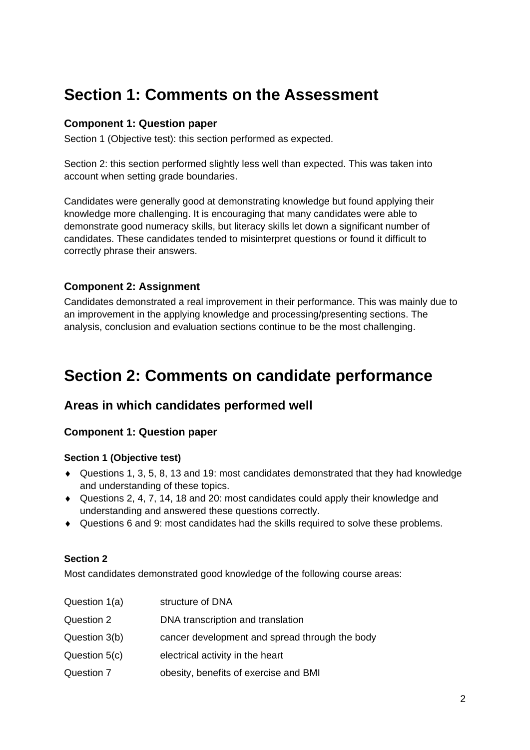# Section 1: Comments on the Assessment

### Component 1: Question paper

Section 1 (Objective test): this section performed as expected.

Section 2: this section performed slightly less well than expected. This was taken into account when setting grade boundaries.

Candidates were generally good at demonstrating knowledge but found applying their knowledge more challenging. It is encouraging that many candidates were able to demonstrate good numeracy skills, but literacy skills let down a significant number of candidates. These candidates tended to misinterpret questions or found it difficult to correctly phrase their answers.

### Component 2: Assignment

Candidates demonstrated a real improvement in their performance. This was mainly due to an improvement in the applying knowledge and processing/presenting sections. The analysis, conclusion and evaluation sections continue to be the most challenging.

# Section 2: Comments on candidate performance

## Areas in which candidates performed well

### Component 1: Question paper

#### Section 1 (Objective test)

- Questions 1, 3, 5, 8, 13 and 19: most candidates demonstrated that they had knowledge and understanding of these topics.
- Questions 2, 4, 7, 14, 18 and 20: most candidates could apply their knowledge and understanding and answered these questions correctly.
- Questions 6 and 9: most candidates had the skills required to solve these problems.

#### Section 2

Most candidates demonstrated good knowledge of the following course areas:

| | |
|---|---|
| Question 1(a) | structure of DNA |
| Question 2 | DNA transcription and translation |
| Question 3(b) | cancer development and spread through the body |
| Question 5(c) | electrical activity in the heart |
| Question 7 | obesity, benefits of exercise and BMI |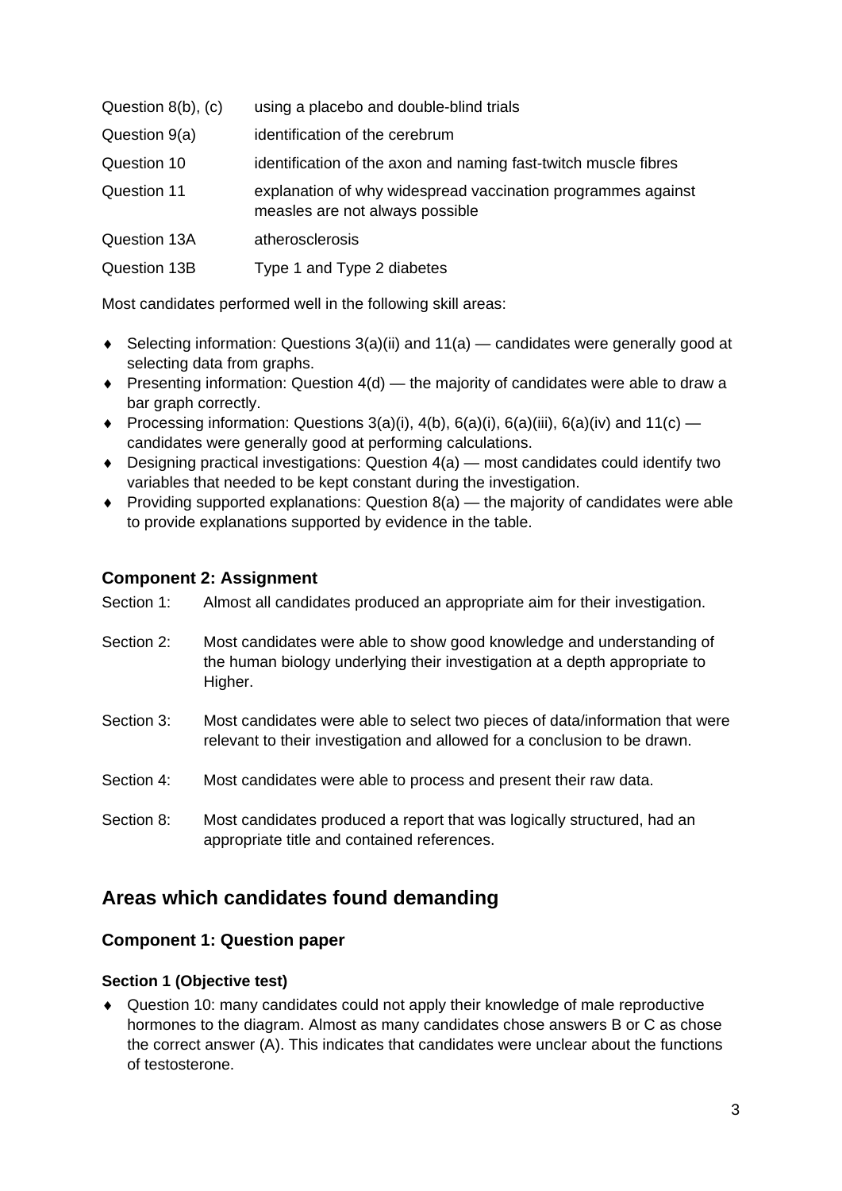| | |
|---|---|
| Question 8(b), (c) | using a placebo and double-blind trials |
| Question 9(a) | identification of the cerebrum |
| Question 10 | identification of the axon and naming fast-twitch muscle fibres |
| Question 11 | explanation of why widespread vaccination programmes against measles are not always possible |
| Question 13A | atherosclerosis |
| Question 13B | Type 1 and Type 2 diabetes |

Most candidates performed well in the following skill areas:

- Selecting information: Questions 3(a)(ii) and 11(a) — candidates were generally good at selecting data from graphs.
- Presenting information: Question 4(d) — the majority of candidates were able to draw a bar graph correctly.
- Processing information: Questions 3(a)(i), 4(b), 6(a)(i), 6(a)(iii), 6(a)(iv) and 11(c) — candidates were generally good at performing calculations.
- Designing practical investigations: Question 4(a) — most candidates could identify two variables that needed to be kept constant during the investigation.
- Providing supported explanations: Question 8(a) — the majority of candidates were able to provide explanations supported by evidence in the table.

### Component 2: Assignment

| | |
|---|---|
| Section 1: | Almost all candidates produced an appropriate aim for their investigation. |
| Section 2: | Most candidates were able to show good knowledge and understanding of the human biology underlying their investigation at a depth appropriate to Higher. |
| Section 3: | Most candidates were able to select two pieces of data/information that were relevant to their investigation and allowed for a conclusion to be drawn. |
| Section 4: | Most candidates were able to process and present their raw data. |
| Section 8: | Most candidates produced a report that was logically structured, had an appropriate title and contained references. |

## Areas which candidates found demanding

### Component 1: Question paper

#### Section 1 (Objective test)

- Question 10: many candidates could not apply their knowledge of male reproductive hormones to the diagram. Almost as many candidates chose answers B or C as chose the correct answer (A). This indicates that candidates were unclear about the functions of testosterone.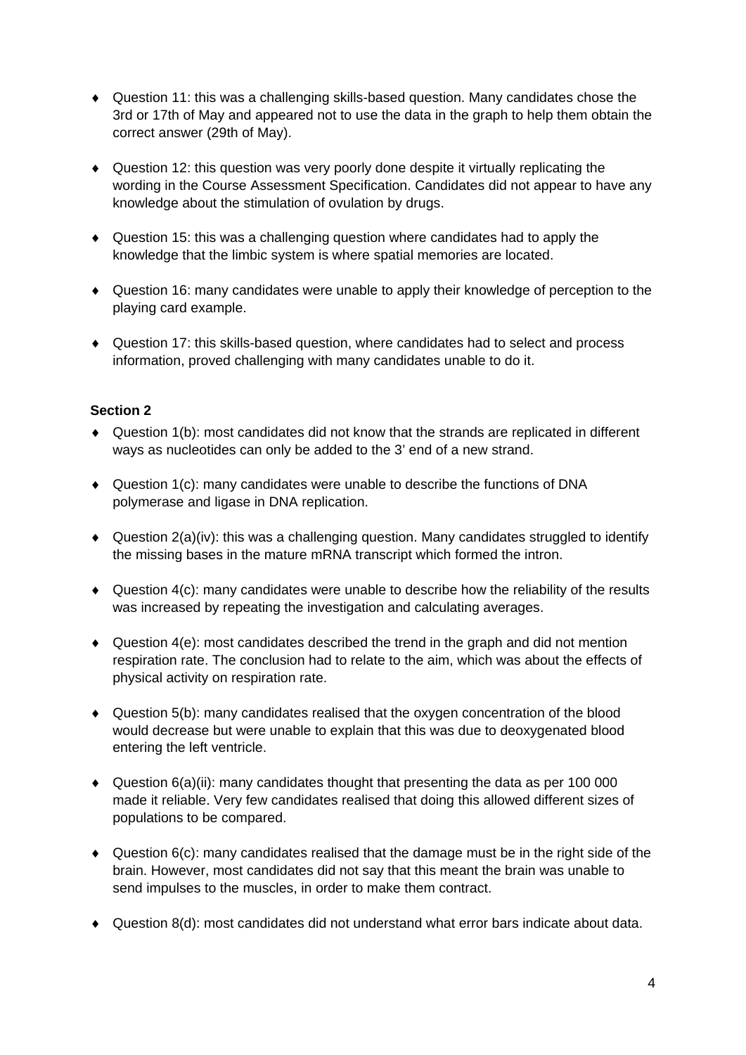- Question 11: this was a challenging skills-based question. Many candidates chose the 3rd or 17th of May and appeared not to use the data in the graph to help them obtain the correct answer (29th of May).

- Question 12: this question was very poorly done despite it virtually replicating the wording in the Course Assessment Specification. Candidates did not appear to have any knowledge about the stimulation of ovulation by drugs.

- Question 15: this was a challenging question where candidates had to apply the knowledge that the limbic system is where spatial memories are located.

- Question 16: many candidates were unable to apply their knowledge of perception to the playing card example.

- Question 17: this skills-based question, where candidates had to select and process information, proved challenging with many candidates unable to do it.

**Section 2**

- Question 1(b): most candidates did not know that the strands are replicated in different ways as nucleotides can only be added to the 3' end of a new strand.

- Question 1(c): many candidates were unable to describe the functions of DNA polymerase and ligase in DNA replication.

- Question 2(a)(iv): this was a challenging question. Many candidates struggled to identify the missing bases in the mature mRNA transcript which formed the intron.

- Question 4(c): many candidates were unable to describe how the reliability of the results was increased by repeating the investigation and calculating averages.

- Question 4(e): most candidates described the trend in the graph and did not mention respiration rate. The conclusion had to relate to the aim, which was about the effects of physical activity on respiration rate.

- Question 5(b): many candidates realised that the oxygen concentration of the blood would decrease but were unable to explain that this was due to deoxygenated blood entering the left ventricle.

- Question 6(a)(ii): many candidates thought that presenting the data as per 100 000 made it reliable. Very few candidates realised that doing this allowed different sizes of populations to be compared.

- Question 6(c): many candidates realised that the damage must be in the right side of the brain. However, most candidates did not say that this meant the brain was unable to send impulses to the muscles, in order to make them contract.

- Question 8(d): most candidates did not understand what error bars indicate about data.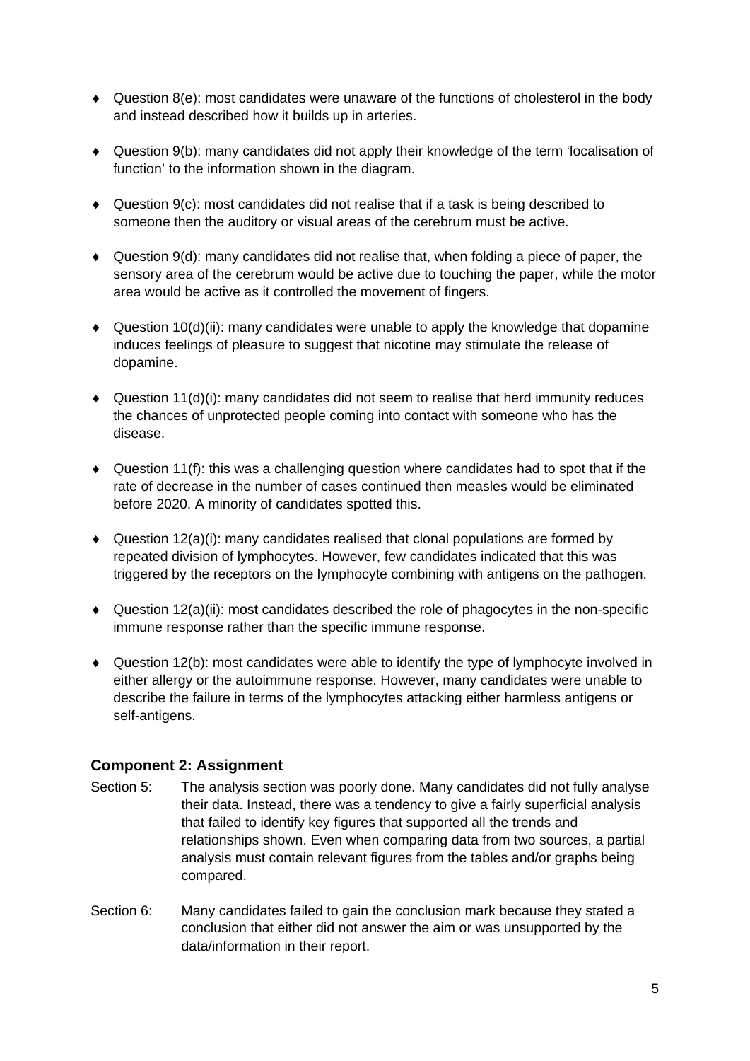- Question 8(e): most candidates were unaware of the functions of cholesterol in the body and instead described how it builds up in arteries.

- Question 9(b): many candidates did not apply their knowledge of the term 'localisation of function' to the information shown in the diagram.

- Question 9(c): most candidates did not realise that if a task is being described to someone then the auditory or visual areas of the cerebrum must be active.

- Question 9(d): many candidates did not realise that, when folding a piece of paper, the sensory area of the cerebrum would be active due to touching the paper, while the motor area would be active as it controlled the movement of fingers.

- Question 10(d)(ii): many candidates were unable to apply the knowledge that dopamine induces feelings of pleasure to suggest that nicotine may stimulate the release of dopamine.

- Question 11(d)(i): many candidates did not seem to realise that herd immunity reduces the chances of unprotected people coming into contact with someone who has the disease.

- Question 11(f): this was a challenging question where candidates had to spot that if the rate of decrease in the number of cases continued then measles would be eliminated before 2020. A minority of candidates spotted this.

- Question 12(a)(i): many candidates realised that clonal populations are formed by repeated division of lymphocytes. However, few candidates indicated that this was triggered by the receptors on the lymphocyte combining with antigens on the pathogen.

- Question 12(a)(ii): most candidates described the role of phagocytes in the non-specific immune response rather than the specific immune response.

- Question 12(b): most candidates were able to identify the type of lymphocyte involved in either allergy or the autoimmune response. However, many candidates were unable to describe the failure in terms of the lymphocytes attacking either harmless antigens or self-antigens.

### Component 2: Assignment

Section 5: The analysis section was poorly done. Many candidates did not fully analyse their data. Instead, there was a tendency to give a fairly superficial analysis that failed to identify key figures that supported all the trends and relationships shown. Even when comparing data from two sources, a partial analysis must contain relevant figures from the tables and/or graphs being compared.

Section 6: Many candidates failed to gain the conclusion mark because they stated a conclusion that either did not answer the aim or was unsupported by the data/information in their report.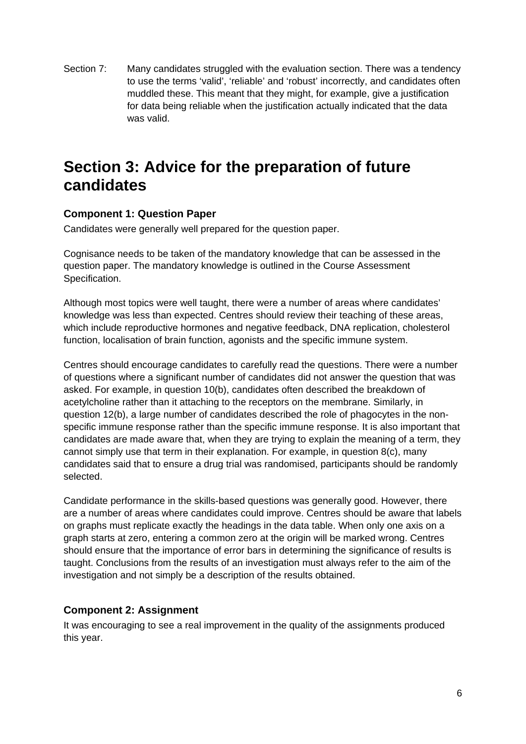Section 7: Many candidates struggled with the evaluation section. There was a tendency to use the terms 'valid', 'reliable' and 'robust' incorrectly, and candidates often muddled these. This meant that they might, for example, give a justification for data being reliable when the justification actually indicated that the data was valid.

# Section 3: Advice for the preparation of future candidates

### Component 1: Question Paper

Candidates were generally well prepared for the question paper.

Cognisance needs to be taken of the mandatory knowledge that can be assessed in the question paper. The mandatory knowledge is outlined in the Course Assessment Specification.

Although most topics were well taught, there were a number of areas where candidates' knowledge was less than expected. Centres should review their teaching of these areas, which include reproductive hormones and negative feedback, DNA replication, cholesterol function, localisation of brain function, agonists and the specific immune system.

Centres should encourage candidates to carefully read the questions. There were a number of questions where a significant number of candidates did not answer the question that was asked. For example, in question 10(b), candidates often described the breakdown of acetylcholine rather than it attaching to the receptors on the membrane. Similarly, in question 12(b), a large number of candidates described the role of phagocytes in the non-specific immune response rather than the specific immune response. It is also important that candidates are made aware that, when they are trying to explain the meaning of a term, they cannot simply use that term in their explanation. For example, in question 8(c), many candidates said that to ensure a drug trial was randomised, participants should be randomly selected.

Candidate performance in the skills-based questions was generally good. However, there are a number of areas where candidates could improve. Centres should be aware that labels on graphs must replicate exactly the headings in the data table. When only one axis on a graph starts at zero, entering a common zero at the origin will be marked wrong. Centres should ensure that the importance of error bars in determining the significance of results is taught. Conclusions from the results of an investigation must always refer to the aim of the investigation and not simply be a description of the results obtained.

### Component 2: Assignment

It was encouraging to see a real improvement in the quality of the assignments produced this year.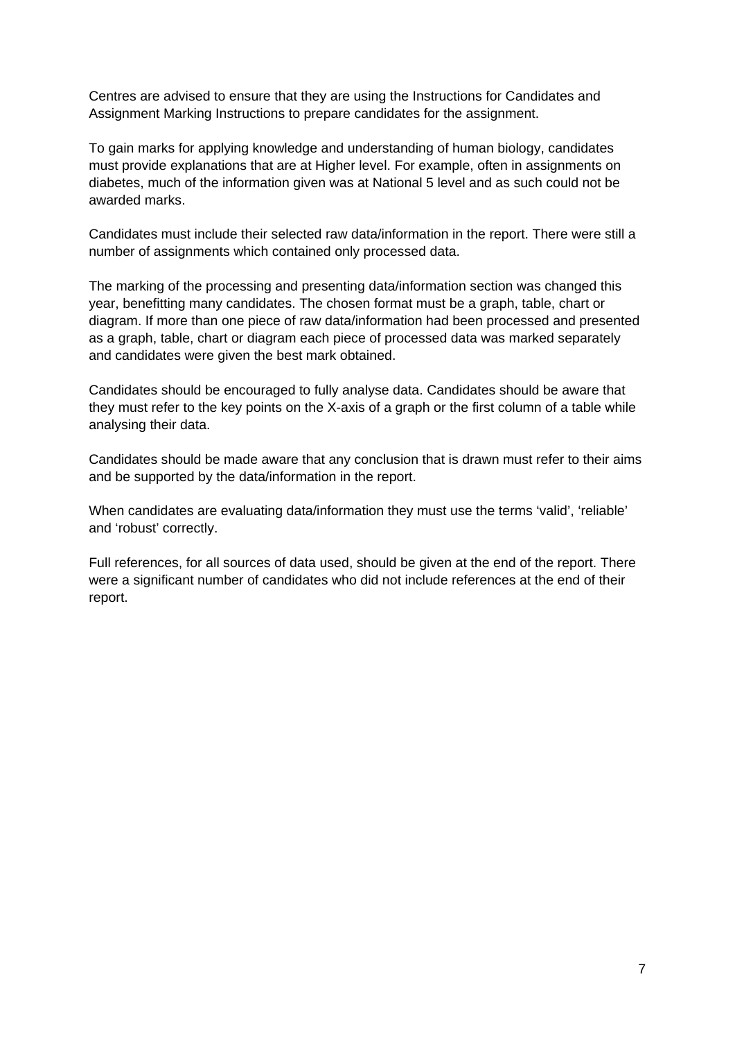Centres are advised to ensure that they are using the Instructions for Candidates and Assignment Marking Instructions to prepare candidates for the assignment.

To gain marks for applying knowledge and understanding of human biology, candidates must provide explanations that are at Higher level. For example, often in assignments on diabetes, much of the information given was at National 5 level and as such could not be awarded marks.

Candidates must include their selected raw data/information in the report. There were still a number of assignments which contained only processed data.

The marking of the processing and presenting data/information section was changed this year, benefitting many candidates. The chosen format must be a graph, table, chart or diagram. If more than one piece of raw data/information had been processed and presented as a graph, table, chart or diagram each piece of processed data was marked separately and candidates were given the best mark obtained.

Candidates should be encouraged to fully analyse data. Candidates should be aware that they must refer to the key points on the X-axis of a graph or the first column of a table while analysing their data.

Candidates should be made aware that any conclusion that is drawn must refer to their aims and be supported by the data/information in the report.

When candidates are evaluating data/information they must use the terms 'valid', 'reliable' and 'robust' correctly.

Full references, for all sources of data used, should be given at the end of the report. There were a significant number of candidates who did not include references at the end of their report.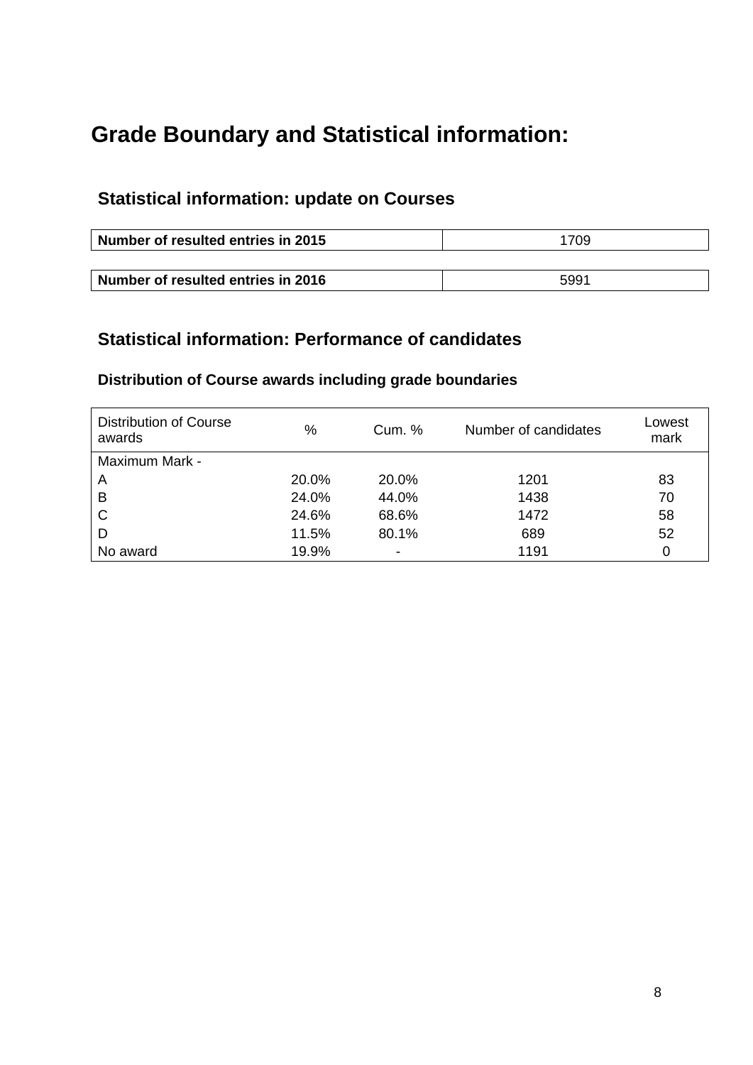# Grade Boundary and Statistical information:

## Statistical information: update on Courses

| Number of resulted entries in 2015 | 1709 |
|---|---|

| Number of resulted entries in 2016 | 5991 |
|---|---|

## Statistical information: Performance of candidates

### Distribution of Course awards including grade boundaries

| Distribution of Course awards | % | Cum. % | Number of candidates | Lowest mark |
|---|---|---|---|---|
| Maximum Mark - | | | | |
| A | 20.0% | 20.0% | 1201 | 83 |
| B | 24.0% | 44.0% | 1438 | 70 |
| C | 24.6% | 68.6% | 1472 | 58 |
| D | 11.5% | 80.1% | 689 | 52 |
| No award | 19.9% | - | 1191 | 0 |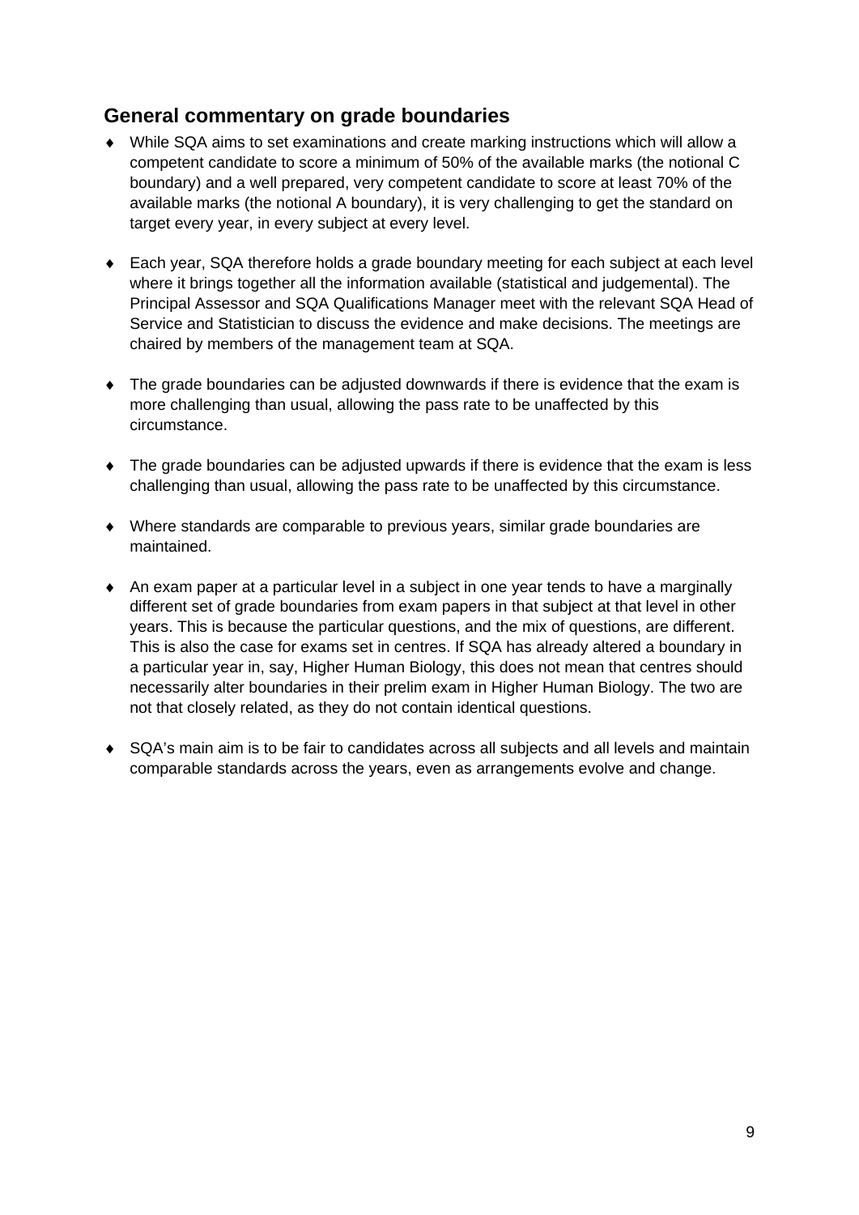## General commentary on grade boundaries

- While SQA aims to set examinations and create marking instructions which will allow a competent candidate to score a minimum of 50% of the available marks (the notional C boundary) and a well prepared, very competent candidate to score at least 70% of the available marks (the notional A boundary), it is very challenging to get the standard on target every year, in every subject at every level.

- Each year, SQA therefore holds a grade boundary meeting for each subject at each level where it brings together all the information available (statistical and judgemental). The Principal Assessor and SQA Qualifications Manager meet with the relevant SQA Head of Service and Statistician to discuss the evidence and make decisions. The meetings are chaired by members of the management team at SQA.

- The grade boundaries can be adjusted downwards if there is evidence that the exam is more challenging than usual, allowing the pass rate to be unaffected by this circumstance.

- The grade boundaries can be adjusted upwards if there is evidence that the exam is less challenging than usual, allowing the pass rate to be unaffected by this circumstance.

- Where standards are comparable to previous years, similar grade boundaries are maintained.

- An exam paper at a particular level in a subject in one year tends to have a marginally different set of grade boundaries from exam papers in that subject at that level in other years. This is because the particular questions, and the mix of questions, are different. This is also the case for exams set in centres. If SQA has already altered a boundary in a particular year in, say, Higher Human Biology, this does not mean that centres should necessarily alter boundaries in their prelim exam in Higher Human Biology. The two are not that closely related, as they do not contain identical questions.

- SQA's main aim is to be fair to candidates across all subjects and all levels and maintain comparable standards across the years, even as arrangements evolve and change.